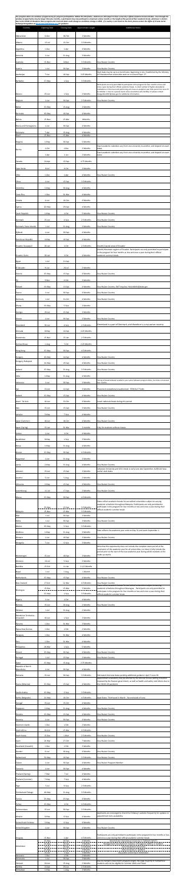This program dates are windows of opportunity for program participation. Within this timeframe, students are still subject to their university's official academic break schedule. Even though the window of opportunity may be longer than four months, a participant may only participate a maximum of four months or the length of the period of their academic break, whichever is shorter. Dates are to be verified with the institutions. Make program end dates could change or sometimes change or differ. If a country is not listed on the chart, please contact the Office of Private Sector Exchange Designation at JExchanges@state.gov.

| Country | Opening Date | Closing Date | Approximate Length | Additional Notes |
|---|---|---|---|---|
| Afghanistan | 8-Dec | 18-Feb | 2 Months | |
| Albania | 15-Jul | 15-Oct | 3 Months | |
| Argentina | 1-Dec | 1-Apr | 4 Months | |
| Armenia | 1-Jun | 31-Aug | 3 Months | |
| Australia | 15-Nov | 8-Mar | 3.5 Months | Visa Waiver Country |
| Austria | 1-Jul | 30-Sep | 3 Months | Visa Waiver Country |
| Azerbaijan | 7-Jun | 30-Sep | 3.25 Months | Participants may begin the vacancy immediately, beginning in July. Established by the Ministry of Education that universities start on or around Sept. 15. |
| Belarus | 15-Jun | 1-Sep | 2 Months | Participants are only permitted to participate in the program for four months or less and once a year during their official academic break. To check number of higher education institutions of the respective university permitting participant up to after they are forced to finalize. It must be a grade student who is enrolled will and May 31 (please contact the Academic Office as needed for complete details). |
| Belgium | 1-Jun | 30-Sep | 2.5 Months | Visa Waiver Country |
| Belize | 15-May | 15-Aug | 3 Months | |
| Bermuda | 15-May | 15-Sep | 4 Months | |
| Bolivia | 15-Nov | 15-Mar | 4 Months | |
| Bosnia and Herzegovina | 1-Jun | 30-Sep | 4 Months | |
| Botswana | 7-Apr | 15-Aug | 4 Months | |
| Brazil | 15-Nov | 15-Mar | 4 Months | |
| Bulgaria | 1-May | 30-Sep | 5 Months | |
| Burma | 1-Feb | 1-Jun | 4 Months | Exact academic calendars vary from one university to another, and depend on exam dates. |
| | 1-Apr | 1-Jun | 2 Months | Exact academic calendars vary from one university to another, and depend on exam dates. |
| Canada | 14-Apr | 15-Sep | 4.75 Months | |
| Cape Verde | 8-Jul | 6-Oct | 3 Months | |
| Chile | 1-Dec | 1-Apr | 4 Months | Visa Waiver Country |
| China | 1-Jun | 15-Sep | 3.5 Months | |
| Colombia | 1-May | 30-Aug | 4 Months | |
| Costa Rica | 1-Dec | 31-Mar | 4 Months | |
| Croatia | 1-Jun | 30-Oct | 4 Months | |
| Cyprus | 20-May | 20-Sep | 4 Months | |
| Czech Republic | 1-May | 1-Oct | 5 Months | Visa Waiver Country |
| Denmark | 15-Jun | 6-Sep | 2.5 Months | Visa Waiver Country |
| Denmark, Faroe Islands | 1-Jun | 31-Aug | 3 Months | Visa Waiver Country |
| Djibouti | 1-Jun | 30-Sep | 4 Months | |
| Dominican Republic | 1-May | 30-Aug | 4 Months | |
| Ecuador (Costa) | 1-Mar | 1-May | 2 Months | Sierra/Coastal areas of Ecuador |
| Ecuador (Sierra) | 18-Jun | 1-Oct | 3.5 Months | (North) Mountain regions of Ecuador. Participants are only permitted to participate in the program for four months or less and once a year during their official academic summer break. |
| Egypt | 1-Jul | 21-Sep | | |
| El Salvador | 9-Jun | 26-Jul | 2 Months | |
| Estonia | 15-May | 15-Sep | 4 Months | Visa Waiver Country |
| Fiji | 9-Nov | 4-Feb | 3 Months | |
| Finland | 15-May | 15-Sep | 4 Months | Visa Waiver Country. Ref. Inquiries: Helsinki@state.gov |
| France | 1-Jun | 30-Sep | 4 Months | Visa Waiver Country |
| Germany | 1-Jul | 31-Oct | 4 Months | Visa Waiver Country |
| Ghana | 15-May | 7-Sep | 4 Months | |
| Georgia | 19-Jun | 25-Sep | 3 Months | |
| Greece | 1-Jun | 30-Sep | 4 Months | Visa Waiver Country |
| Greenland | 06-Jun | 6-Sep | 2.5 Months | Greenland is a part of Denmark, and therefore is a visa waiver country |
| Grenada | 8-May | 14-Sep | 4.25 Months | |
| Guatemala | 15-Nov | 15-Jan | 2 Months | |
| Guinea-Bissau | 1-Aug | 7-Oct | 2.25 Months | |
| Hong Kong | 15-May | 30-Sep | 4.5 Months | |
| Hungary | 15-May | 14-Sep | 4 Months | Visa Waiver Country |
| Hungary, Budapest | 14-May | 19-Sep | 4 Months | Visa Waiver Country |
| Iceland | 15-May | 31-Aug | 3.5 Months | Visa Waiver Country |
| India | 1-May | 31-Aug | 4 Months | Timing of Indian federal academic year varies between program dates, but dates indicated are shorter. |
| Indonesia | 1-Jun | 30-Sep | 4 Months | |
| Iran | 23-Jun | 22-Sep | 3 Months | Places to exceptions/unauthorized - STEM & IT Fields |
| Ireland | 15-May | 15-Sep | 4 Months | Visa Waiver Country |
| Israel - Tel Aviv | 10-Jun | 10-Oct | 4 Months | Israeli nationals leave during this period |
| Italy | 15-Jun | 15-Sep | 3 Months | Visa Waiver Country |
| Jamaica | 5-May | 7-Sep | 4 Months | |
| Japan (Summer) | 10-Jun | 30-Oct | 4 Months | Visa Waiver Country |
| Japan (Spring) | 15-Jan | 31-Mar | 3 months | Only for students at Brown Season. |
| Jordan | 1-Jun | 1-Oct | 4 Months | |
| Kazakhstan | 8-May | 1-Sep | 4 Months | |
| Kenya | 1-May | 31-Aug | 4 Months | |
| Kosovo | 15-May | 30-Sep | 4.5 Months | |
| Kyrgyzstan | 1-Jun | 31-Aug | 3 Months | |
| Latvia | 1-May | 31-Aug | 4 Months | Visa Waiver Country |
| Lebanon | 15-Jun | 15-Oct | 4 Months | Lebanese University and USJ break in early June after September, AUB/LAU have earlier start dates. |
| Lesotho | 5-Jun | 5-Aug | 2 Months | |
| Lithuania | 1-May | 15-Sep | 4.5 Months | Visa Waiver Country |
| Luxembourg | 15-Jul | 17-Sep | 2 Months | Visa Waiver Country |
| Macau | 15-May | 30-Sep | 4.5 Months | |
| Malaysia | 15-May | 15-Sep | 3.5 Months | Dates reflect academic breaks for accredited universities subject to varying academic schedules throughout Malaysia. Participants are only permitted to participate in the program for four months or less and once a year during their official academic summer break. |
| Mali | 1-Jul | 30-Sep | 3 Months | |
| Malta | 1-Jul | 30-Sep | 3 Months | Visa Waiver Country |
| Mexico | 19-May | 5-Sep | 3.5 Months | |
| Moldova | 1-May | 31-Aug | 3 Months | Date reflects the academic year ends on May 31 and starts September 1. |
| Monaco | 1-Jun | 30-Sep | 4 Months | Visa Waiver Country |
| Mongolia | 7-Jun | 6-Sep | 3 Months | Note that this opportunity does not include the complete vacation time at the termination of the academic year for all universities, nor does it fully include the period prior to the start of the new academic year during which members of the student are off. |
| Montenegro | 15-Jun | 30-Sep | 3 Months | |
| Morocco | 10-Jul | 7-Sep | 2 Months | |
| Namibia | 15-Oct | 11-Jan | 2-1/2 Months | |
| Nepal | 1-Jul | 1-Aug | 1 Month | |
| Netherlands | 15-May | 15-Sep | 4 Months | Visa Waiver Country |
| New Zealand | 27-Oct | 31-Mar | 4.5 Months | Visa Waiver Country |
| Nicaragua | 15-Dec | 1-Mar | 2.5 Months | Dates reflect academic breaks for accredited universities subject to varying academic schedules throughout Nicaragua. Participants are only permitted to participate in the program for four months or less and once a year during their official academic summer break. |
| | 1-Jun | | 2 Months | |
| Nigeria | 1-Jun | 1-Oct | 4 Months | |
| Norway | 15-Jun | 20-Aug | 2 Months | Visa Waiver Country |
| Pakistan | 1-Jul | 30-Aug | 2 Months | |
| Palestinian Territories - Jerusalem | 16-Jun | 1-Sep | 3 Months | |
| Panama | 1-Dec | 31-Mar | 4 Months | |
| Papua New Guinea | 1-Dec | 1-Feb | 2 Months | |
| Paraguay | 1-Dec | 31-Mar | 4 Months | |
| Peru | 1-Dec | 31-Mar | 4 Months | |
| Philippines | 26-Mar | 4-Jun | 2 Months | |
| Poland | 15-May | 30-Sep | 4.5 Months | Visa Waiver Country |
| Portugal | 1-Jul | 15-Sep | 2 Months | Visa Waiver Country |
| Qatar | 15-May | 31-Aug | 2.75 Months | |
| Republic of North Macedonia | 1-Jun | 30-Sep | 4 Months | |
| Romania | 15-Jun | 30-Sep | 3.5 Months | Estimated: End-June dates pending additional guidance. April 5-June 30. Approximate availability may be affected by the Minister of Education allowing university Visa Waiver Country |
| Russia (Moscow) | 15-May | 15-Sep | 4 Months | Imposed by the Russian government, as well as health and safety restrictions due to the COVID-19 pandemic. |
| Saudi Arabia | 15-May | 1-Sep | 3.5 Months | |
| Serbia (Belgrade) | 15-May | 30-Oct | 3.5 Months | Apply Dates: Third week in March - Second week of June |
| Senegal | 30-Jun | 15-Oct | 3.5 Months | |
| Singapore | 1-May | 31-Aug | 4 Months | Visa Waiver Country |
| Slovakia | 15-May | 15-Sep | 4 Months | Visa Waiver Country |
| Slovenia | 1-Jul | 30-Sep | 3 Months | Visa Waiver Country |
| Solomon Islands | 1-Dec | 1-Feb | 2 Months | |
| South Africa | 06-Oct | 15-Mar | 4.5 Months | |
| South Korea | 15-Dec | 1-Mar | 2.5 Months | Visa Waiver Country |
| Spain | 21-Mar | 27-Oct | 7 Months | Visa Waiver Country |
| Swaziland (Eswatini) | 1-Dec | 1-Feb | 2 Months | |
| Sweden | 6-Jun | 30-Aug | 3 Months | Visa Waiver Country |
| Switzerland | 15-May | 30-Sep | 3.5 Months | Visa Waiver Country |
| Taiwan | 1-Jun | 30-Sep | 4 Months | Visa Waiver Program Member |
| Tanzania | 1-Jun | 30-Sep | 4 Months | |
| Thailand (Spring) | 7-Mar | 7-Jul | 4 Months | |
| Thailand (Summer) | 7-May | 7-Sep | 4 Months | |
| Togo | 1-Jun | 9-Sep | 3 Months | |
| Trinidad and Tobago | 18-May | 31-Aug | 3.5 Months | |
| Tunisia | 25-May | 25-Sep | 4 Months | |
| Turkey | 15-May | 1-Oct | 4.5 Months | |
| Turkmenistan | 15-Jun | 30-Sep | 3.5 Months | |
| Ukraine | 8-May | 8-Sep | 4 Months | Applicants are encouraged to check the Embassy's website frequently for updates to appointment slots availability. |
| United Arab Emirates | 1-May | 8-Sep | 4 Months | |
| United Kingdom | 1-Jun | 30-Sep | 4 Months | Visa Waiver Country |
| Uruguay | 15-Nov | 1-Mar | 3.5 Months | Participants are only permitted to participate in the program for four months or less and once a year during their official academic summer break. |
| Uzbekistan | 1-Jun | 30-Sep | 4 Months | |
| | 1-Jul | 1-Sep | 2 Months | |
| Venezuela | 1-Jun | 1-Sep | 3 Months | |
| Vietnam | 1-Jun | 1-Oct | 4 Months | |
| Vietnam | 24-Jun | 25-Aug | 2 Months | Due to Vietnam's economic support through the High Ministry of Education students will not be eligible for Summer Work and Travel. |
| Zambia | 10-Jun | 10-Sep | 3 Months | |
| Zimbabwe | 1-May | 1-Aug | 3 Months | |